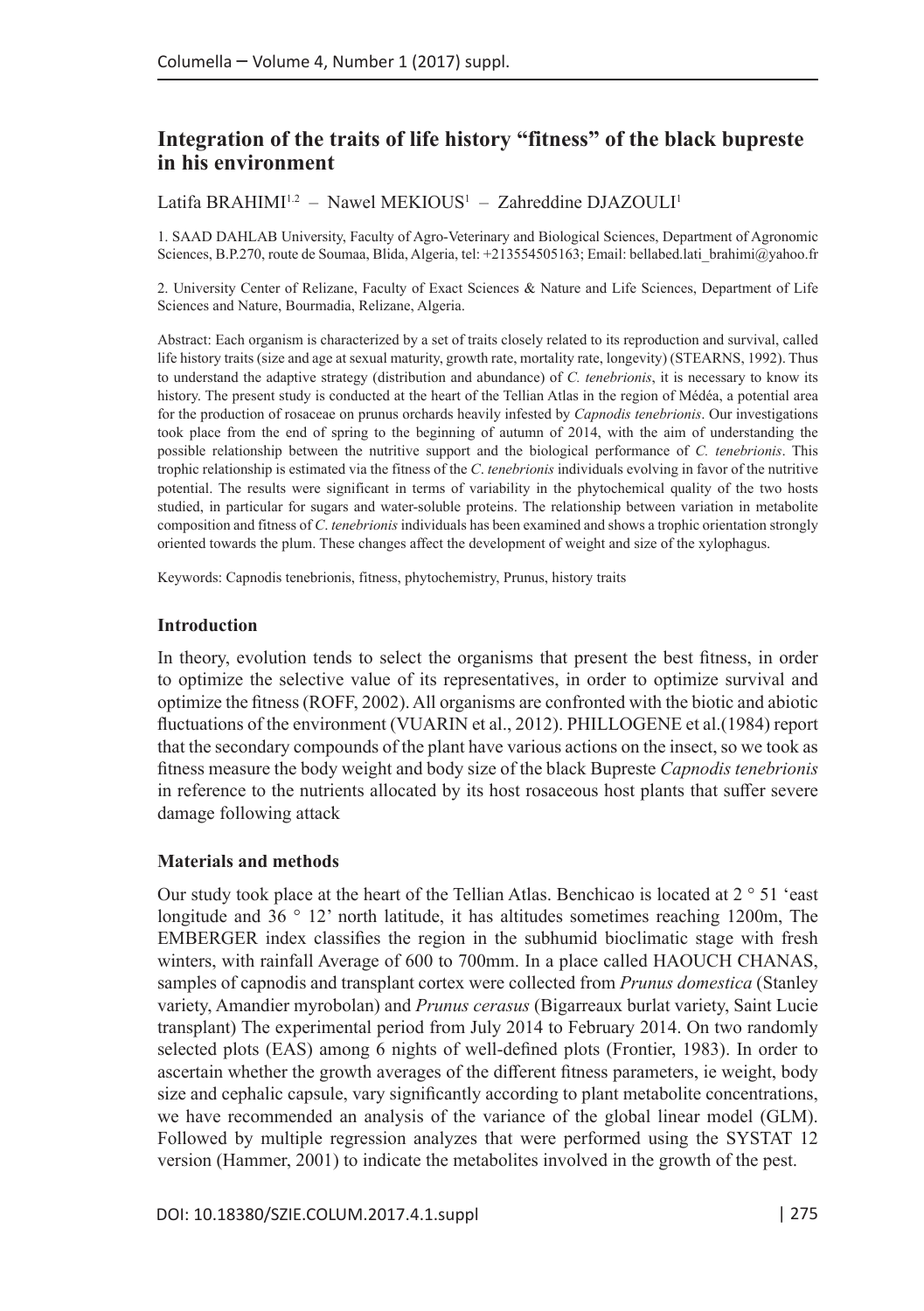# Integration of the traits of life history "fitness" of the black bupreste in his environment

Latifa BRAHIMI[1,2] – Nawel MEKIOUS[1] – Zahreddine DJAZOULI[1]

1. SAAD DAHLAB University, Faculty of Agro-Veterinary and Biological Sciences, Department of Agronomic Sciences, B.P.270, route de Soumaa, Blida, Algeria, tel: +213554505163; Email: bellabed.lati_brahimi@yahoo.fr

2. University Center of Relizane, Faculty of Exact Sciences & Nature and Life Sciences, Department of Life Sciences and Nature, Bourmadia, Relizane, Algeria.

Abstract: Each organism is characterized by a set of traits closely related to its reproduction and survival, called life history traits (size and age at sexual maturity, growth rate, mortality rate, longevity) (STEARNS, 1992). Thus to understand the adaptive strategy (distribution and abundance) of *C. tenebrionis*, it is necessary to know its history. The present study is conducted at the heart of the Tellian Atlas in the region of Médéa, a potential area for the production of rosaceae on prunus orchards heavily infested by *Capnodis tenebrionis*. Our investigations took place from the end of spring to the beginning of autumn of 2014, with the aim of understanding the possible relationship between the nutritive support and the biological performance of *C. tenebrionis*. This trophic relationship is estimated via the fitness of the *C. tenebrionis* individuals evolving in favor of the nutritive potential. The results were significant in terms of variability in the phytochemical quality of the two hosts studied, in particular for sugars and water-soluble proteins. The relationship between variation in metabolite composition and fitness of *C. tenebrionis* individuals has been examined and shows a trophic orientation strongly oriented towards the plum. These changes affect the development of weight and size of the xylophagus.

Keywords: Capnodis tenebrionis, fitness, phytochemistry, Prunus, history traits

## Introduction

In theory, evolution tends to select the organisms that present the best fitness, in order to optimize the selective value of its representatives, in order to optimize survival and optimize the fitness (ROFF, 2002). All organisms are confronted with the biotic and abiotic fluctuations of the environment (VUARIN et al., 2012). PHILLOGENE et al.(1984) report that the secondary compounds of the plant have various actions on the insect, so we took as fitness measure the body weight and body size of the black Bupreste *Capnodis tenebrionis* in reference to the nutrients allocated by its host rosaceous host plants that suffer severe damage following attack

## Materials and methods

Our study took place at the heart of the Tellian Atlas. Benchicao is located at 2 ° 51 'east longitude and 36 ° 12' north latitude, it has altitudes sometimes reaching 1200m, The EMBERGER index classifies the region in the subhumid bioclimatic stage with fresh winters, with rainfall Average of 600 to 700mm. In a place called HAOUCH CHANAS, samples of capnodis and transplant cortex were collected from *Prunus domestica* (Stanley variety, Amandier myrobolan) and *Prunus cerasus* (Bigarreaux burlat variety, Saint Lucie transplant) The experimental period from July 2014 to February 2014. On two randomly selected plots (EAS) among 6 nights of well-defined plots (Frontier, 1983). In order to ascertain whether the growth averages of the different fitness parameters, ie weight, body size and cephalic capsule, vary significantly according to plant metabolite concentrations, we have recommended an analysis of the variance of the global linear model (GLM). Followed by multiple regression analyzes that were performed using the SYSTAT 12 version (Hammer, 2001) to indicate the metabolites involved in the growth of the pest.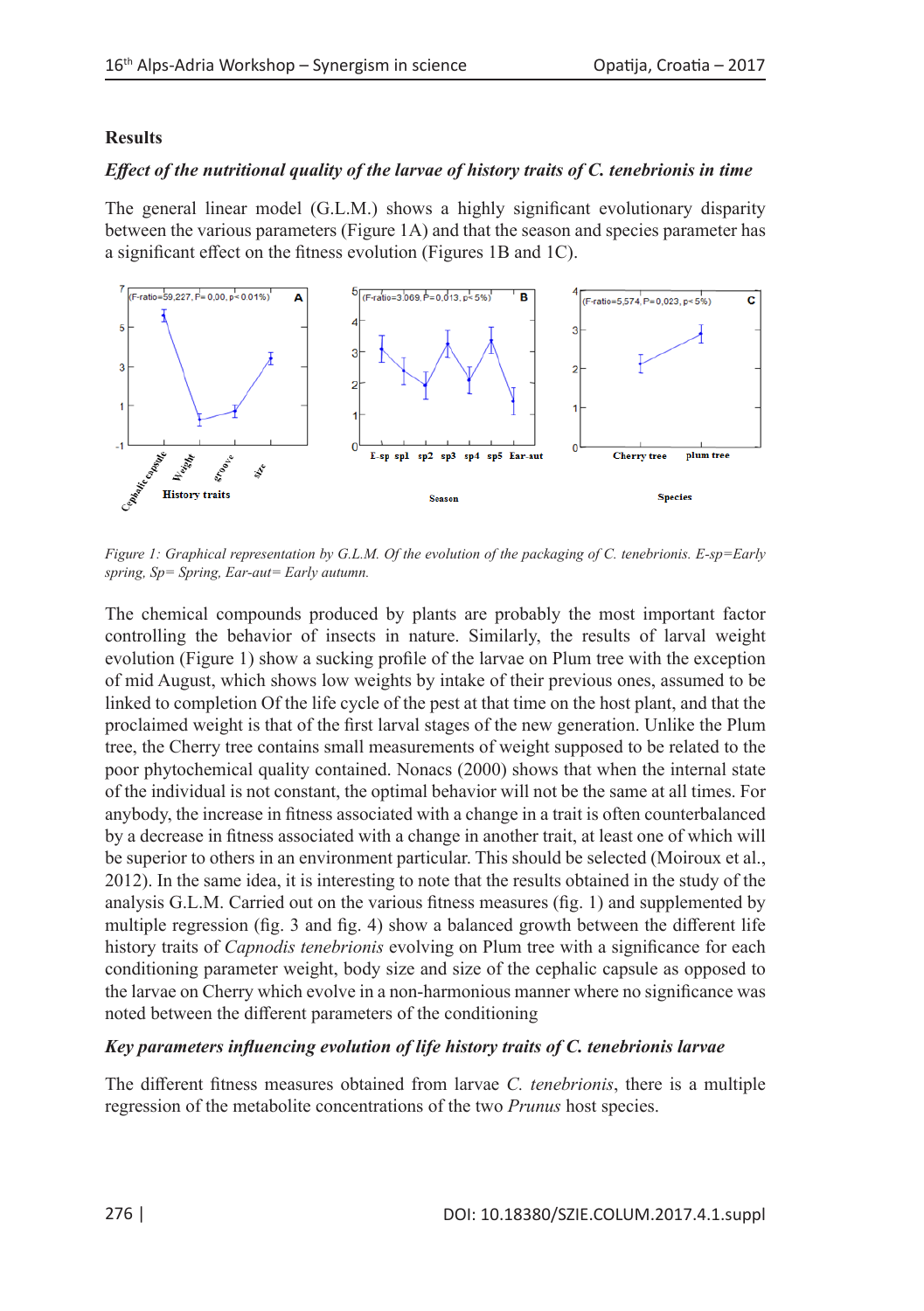## Results

### *Effect of the nutritional quality of the larvae of history traits of C. tenebrionis in time*

The general linear model (G.L.M.) shows a highly significant evolutionary disparity between the various parameters (Figure 1A) and that the season and species parameter has a significant effect on the fitness evolution (Figures 1B and 1C).

*Figure 1: Graphical representation by G.L.M. Of the evolution of the packaging of C. tenebrionis. E-sp=Early spring, Sp= Spring, Ear-aut= Early autumn.*

The chemical compounds produced by plants are probably the most important factor controlling the behavior of insects in nature. Similarly, the results of larval weight evolution (Figure 1) show a sucking profile of the larvae on Plum tree with the exception of mid August, which shows low weights by intake of their previous ones, assumed to be linked to completion Of the life cycle of the pest at that time on the host plant, and that the proclaimed weight is that of the first larval stages of the new generation. Unlike the Plum tree, the Cherry tree contains small measurements of weight supposed to be related to the poor phytochemical quality contained. Nonacs (2000) shows that when the internal state of the individual is not constant, the optimal behavior will not be the same at all times. For anybody, the increase in fitness associated with a change in a trait is often counterbalanced by a decrease in fitness associated with a change in another trait, at least one of which will be superior to others in an environment particular. This should be selected (Moiroux et al., 2012). In the same idea, it is interesting to note that the results obtained in the study of the analysis G.L.M. Carried out on the various fitness measures (fig. 1) and supplemented by multiple regression (fig. 3 and fig. 4) show a balanced growth between the different life history traits of *Capnodis tenebrionis* evolving on Plum tree with a significance for each conditioning parameter weight, body size and size of the cephalic capsule as opposed to the larvae on Cherry which evolve in a non-harmonious manner where no significance was noted between the different parameters of the conditioning

### *Key parameters influencing evolution of life history traits of C. tenebrionis larvae*

The different fitness measures obtained from larvae *C. tenebrionis*, there is a multiple regression of the metabolite concentrations of the two *Prunus* host species.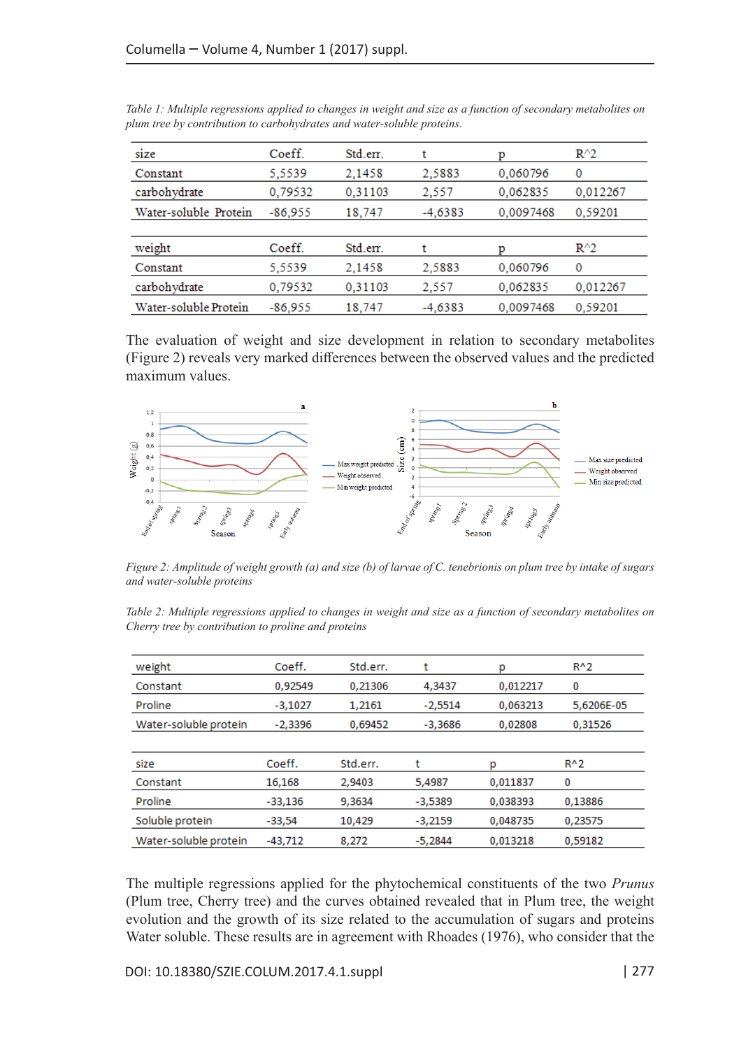*Table 1: Multiple regressions applied to changes in weight and size as a function of secondary metabolites on plum tree by contribution to carbohydrates and water-soluble proteins.*

| size | Coeff. | Std.err. | t | p | R^2 |
|---|---|---|---|---|---|
| Constant | 5,5539 | 2,1458 | 2,5883 | 0,060796 | 0 |
| carbohydrate | 0,79532 | 0,31103 | 2,557 | 0,062835 | 0,012267 |
| Water-soluble Protein | -86,955 | 18,747 | -4,6383 | 0,0097468 | 0,59201 |

| weight | Coeff. | Std.err. | t | p | R^2 |
|---|---|---|---|---|---|
| Constant | 5,5539 | 2,1458 | 2,5883 | 0,060796 | 0 |
| carbohydrate | 0,79532 | 0,31103 | 2,557 | 0,062835 | 0,012267 |
| Water-soluble Protein | -86,955 | 18,747 | -4,6383 | 0,0097468 | 0,59201 |

The evaluation of weight and size development in relation to secondary metabolites (Figure 2) reveals very marked differences between the observed values and the predicted maximum values.

*Figure 2: Amplitude of weight growth (a) and size (b) of larvae of C. tenebrionis on plum tree by intake of sugars and water-soluble proteins*

*Table 2: Multiple regressions applied to changes in weight and size as a function of secondary metabolites on Cherry tree by contribution to proline and proteins*

| weight | Coeff. | Std.err. | t | p | R^2 |
|---|---|---|---|---|---|
| Constant | 0,92549 | 0,21306 | 4,3437 | 0,012217 | 0 |
| Proline | -3,1027 | 1,2161 | -2,5514 | 0,063213 | 5,6206E-05 |
| Water-soluble protein | -2,3396 | 0,69452 | -3,3686 | 0,02808 | 0,31526 |

| size | Coeff. | Std.err. | t | p | R^2 |
|---|---|---|---|---|---|
| Constant | 16,168 | 2,9403 | 5,4987 | 0,011837 | 0 |
| Proline | -33,136 | 9,3634 | -3,5389 | 0,038393 | 0,13886 |
| Soluble protein | -33,54 | 10,429 | -3,2159 | 0,048735 | 0,23575 |
| Water-soluble protein | -43,712 | 8,272 | -5,2844 | 0,013218 | 0,59182 |

The multiple regressions applied for the phytochemical constituents of the two *Prunus* (Plum tree, Cherry tree) and the curves obtained revealed that in Plum tree, the weight evolution and the growth of its size related to the accumulation of sugars and proteins Water soluble. These results are in agreement with Rhoades (1976), who consider that the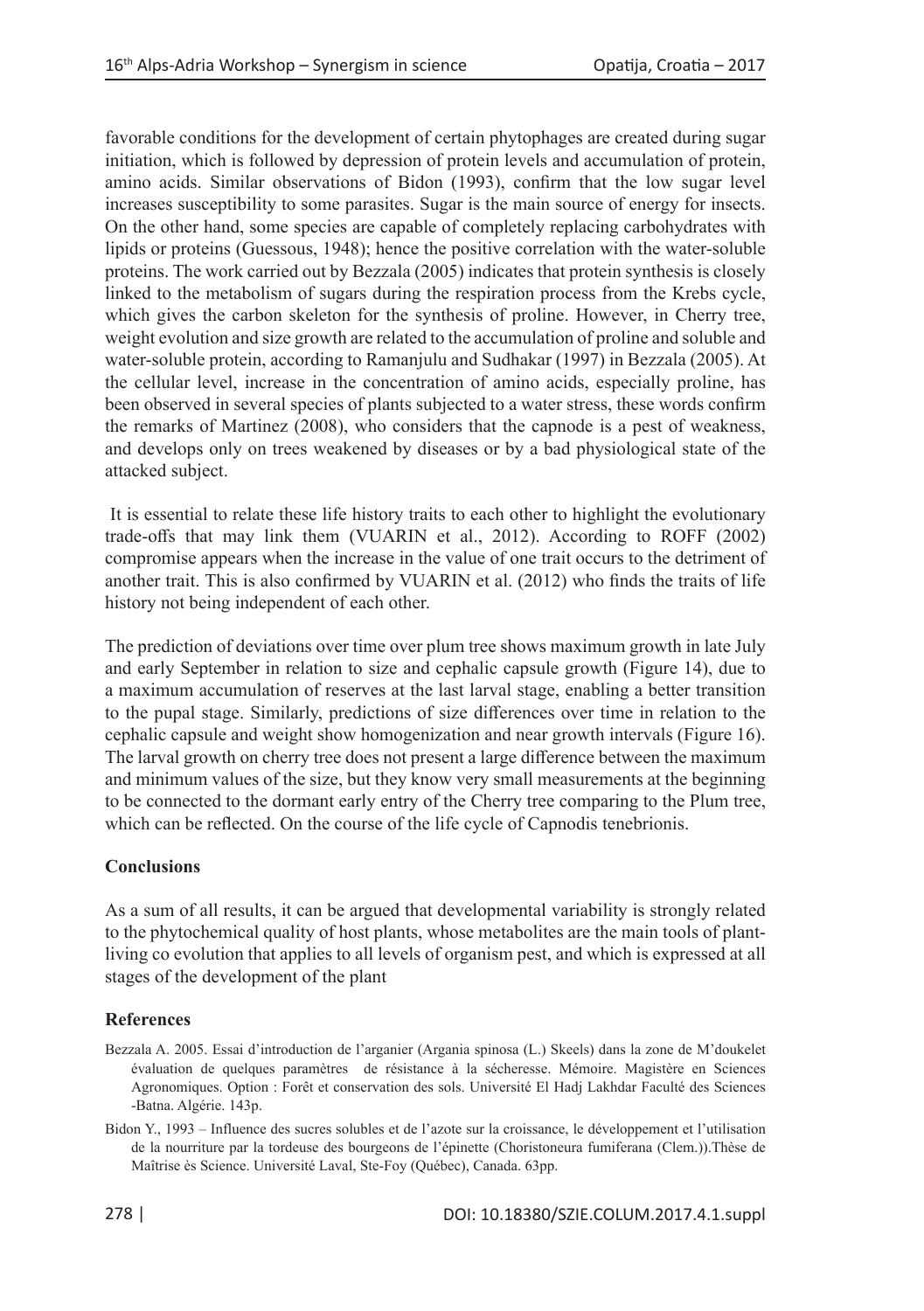favorable conditions for the development of certain phytophages are created during sugar initiation, which is followed by depression of protein levels and accumulation of protein, amino acids. Similar observations of Bidon (1993), confirm that the low sugar level increases susceptibility to some parasites. Sugar is the main source of energy for insects. On the other hand, some species are capable of completely replacing carbohydrates with lipids or proteins (Guessous, 1948); hence the positive correlation with the water-soluble proteins. The work carried out by Bezzala (2005) indicates that protein synthesis is closely linked to the metabolism of sugars during the respiration process from the Krebs cycle, which gives the carbon skeleton for the synthesis of proline. However, in Cherry tree, weight evolution and size growth are related to the accumulation of proline and soluble and water-soluble protein, according to Ramanjulu and Sudhakar (1997) in Bezzala (2005). At the cellular level, increase in the concentration of amino acids, especially proline, has been observed in several species of plants subjected to a water stress, these words confirm the remarks of Martinez (2008), who considers that the capnode is a pest of weakness, and develops only on trees weakened by diseases or by a bad physiological state of the attacked subject.

It is essential to relate these life history traits to each other to highlight the evolutionary trade-offs that may link them (VUARIN et al., 2012). According to ROFF (2002) compromise appears when the increase in the value of one trait occurs to the detriment of another trait. This is also confirmed by VUARIN et al. (2012) who finds the traits of life history not being independent of each other.

The prediction of deviations over time over plum tree shows maximum growth in late July and early September in relation to size and cephalic capsule growth (Figure 14), due to a maximum accumulation of reserves at the last larval stage, enabling a better transition to the pupal stage. Similarly, predictions of size differences over time in relation to the cephalic capsule and weight show homogenization and near growth intervals (Figure 16). The larval growth on cherry tree does not present a large difference between the maximum and minimum values of the size, but they know very small measurements at the beginning to be connected to the dormant early entry of the Cherry tree comparing to the Plum tree, which can be reflected. On the course of the life cycle of Capnodis tenebrionis.

## Conclusions

As a sum of all results, it can be argued that developmental variability is strongly related to the phytochemical quality of host plants, whose metabolites are the main tools of plant-living co evolution that applies to all levels of organism pest, and which is expressed at all stages of the development of the plant

## References

Bezzala A. 2005. Essai d'introduction de l'arganier (Argania spinosa (L.) Skeels) dans la zone de M'doukelet évaluation de quelques paramètres de résistance à la sécheresse. Mémoire. Magistère en Sciences Agronomiques. Option : Forêt et conservation des sols. Université El Hadj Lakhdar Faculté des Sciences -Batna. Algérie. 143p.

Bidon Y., 1993 – Influence des sucres solubles et de l'azote sur la croissance, le développement et l'utilisation de la nourriture par la tordeuse des bourgeons de l'épinette (Choristoneura fumiferana (Clem.)).Thèse de Maîtrise ès Science. Université Laval, Ste-Foy (Québec), Canada. 63pp.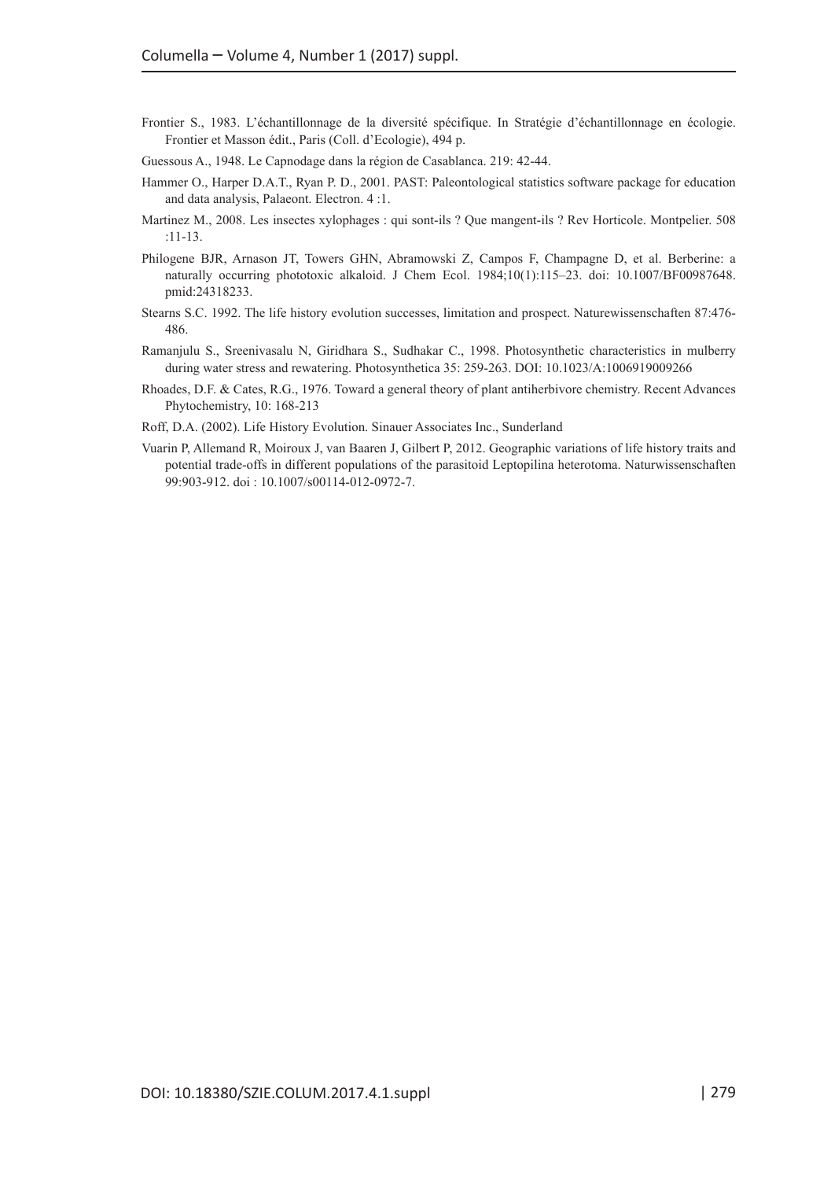Frontier S., 1983. L'échantillonnage de la diversité spécifique. In Stratégie d'échantillonnage en écologie. Frontier et Masson édit., Paris (Coll. d'Ecologie), 494 p.

Guessous A., 1948. Le Capnodage dans la région de Casablanca. 219: 42-44.

Hammer O., Harper D.A.T., Ryan P. D., 2001. PAST: Paleontological statistics software package for education and data analysis, Palaeont. Electron. 4 :1.

Martinez M., 2008. Les insectes xylophages : qui sont-ils ? Que mangent-ils ? Rev Horticole. Montpelier. 508 :11-13.

Philogene BJR, Arnason JT, Towers GHN, Abramowski Z, Campos F, Champagne D, et al. Berberine: a naturally occurring phototoxic alkaloid. J Chem Ecol. 1984;10(1):115–23. doi: 10.1007/BF00987648. pmid:24318233.

Stearns S.C. 1992. The life history evolution successes, limitation and prospect. Naturewissenschaften 87:476-486.

Ramanjulu S., Sreenivasalu N, Giridhara S., Sudhakar C., 1998. Photosynthetic characteristics in mulberry during water stress and rewatering. Photosynthetica 35: 259-263. DOI: 10.1023/A:1006919009266

Rhoades, D.F. & Cates, R.G., 1976. Toward a general theory of plant antiherbivore chemistry. Recent Advances Phytochemistry, 10: 168-213

Roff, D.A. (2002). Life History Evolution. Sinauer Associates Inc., Sunderland

Vuarin P, Allemand R, Moiroux J, van Baaren J, Gilbert P, 2012. Geographic variations of life history traits and potential trade-offs in different populations of the parasitoid Leptopilina heterotoma. Naturwissenschaften 99:903-912. doi : 10.1007/s00114-012-0972-7.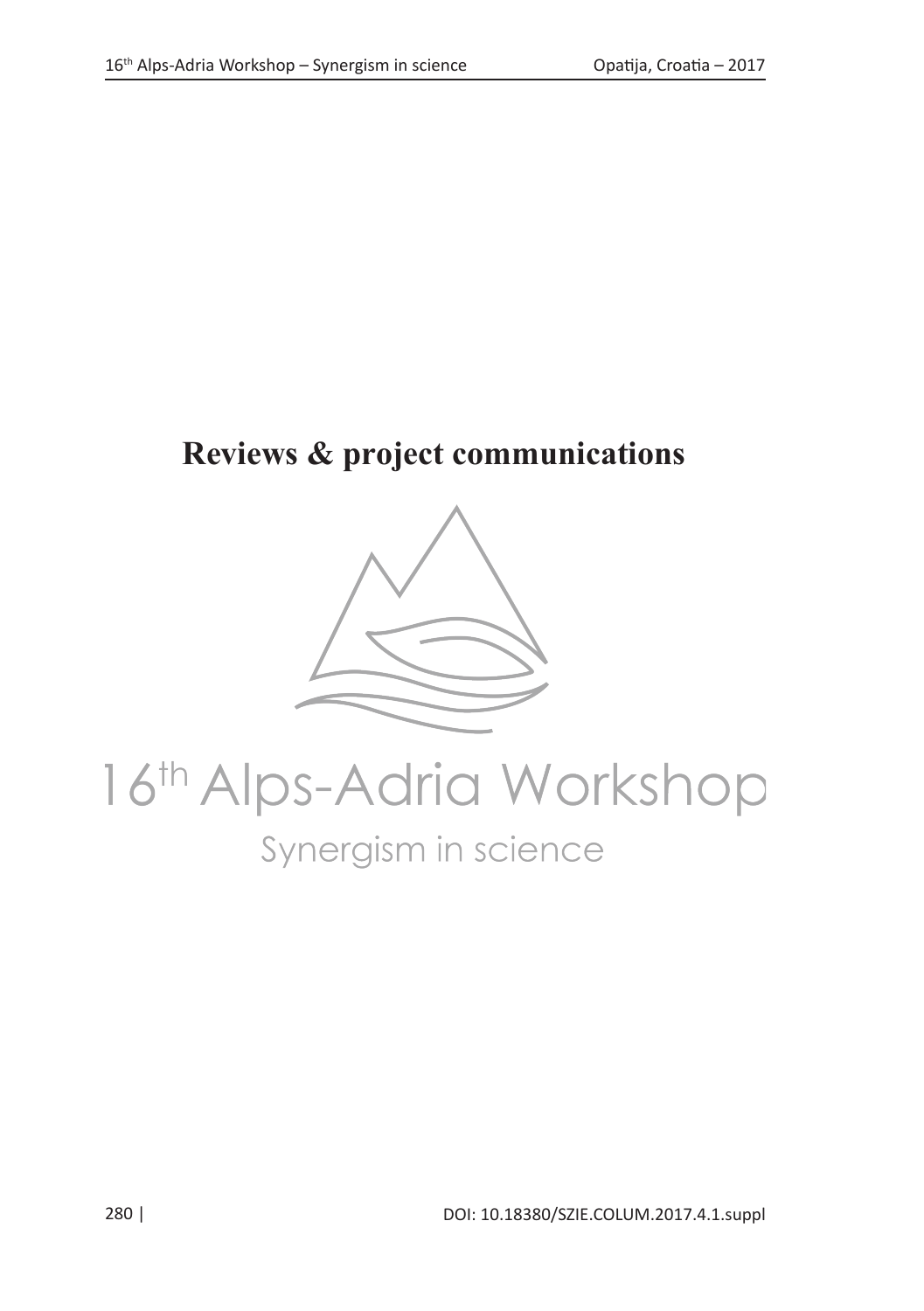# Reviews & project communications

16th Alps-Adria Workshop

Synergism in science